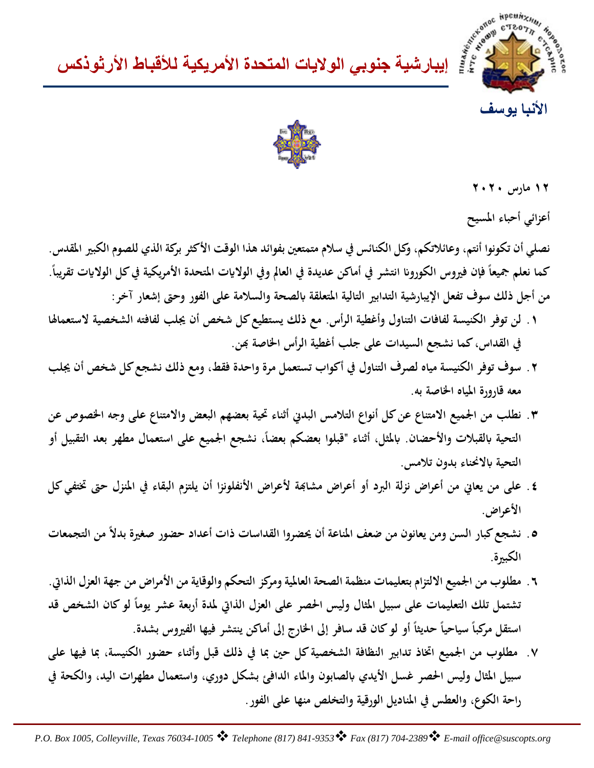# إيبارشية جنوبي الولايات المتحدة الأمريكية للأقباط الأرثوذكس

**الأنبا يوسف**

**١٢ مارس ٢٠٢٠**

**أعزائي أحباء المسيح**

**نصلي أن تكونوا أنتم، وعائلاتكم، وكل الكنائس في سلام متمتعين بفوائد هذا الوقت الأكثر بركة الذي للصوم الكبير المقدس. كما نعلم جميعاً فإن فيروس الكورونا انتشر في أماكن عديدة في العالم وفي الولايات المتحدة الأمريكية في كل الولايات تقريباً. من أجل ذلك سوف تفعل الإيبارشية التدابير التالية المتعلقة بالصحة والسلامة على الفور وحتى إشعار آخر:**

١. **لن توفر الكنيسة لفافات التناول وأغطية الرأس. مع ذلك يستطيع كل شخص أن يجلب لفافته الشخصية لاستعمالها في القداس، كما نشجع السيدات على جلب أغطية الرأس الخاصة بهن.**
٢. **سوف توفر الكنيسة مياه لصرف التناول في أكواب تستعمل مرة واحدة فقط، ومع ذلك نشجع كل شخص أن يجلب معه قارورة المياه الخاصة به.**
٣. **نطلب من الجميع الامتناع عن كل أنواع التلامس البدني أثناء تحية بعضهم البعض والامتناع على وجه الخصوص عن التحية بالقبلات والأحضان. بالمثل، أثناء "قبلوا بعضكم بعضاً، نشجع الجميع على استعمال مطهر بعد التقبيل أو التحية بالانحناء بدون تلامس.**
٤. **على من يعاني من أعراض نزلة البرد أو أعراض مشابهة لأعراض الأنفلونزا أن يلتزم البقاء في المنزل حتى تختفي كل الأعراض.**
٥. **نشجع كبار السن ومن يعانون من ضعف المناعة أن يحضروا القداسات ذات أعداد حضور صغيرة بدلاً من التجمعات الكبيرة.**
٦. **مطلوب من الجميع الالتزام بتعليمات منظمة الصحة العالمية ومركز التحكم والوقاية من الأمراض من جهة العزل الذاتي. تشتمل تلك التعليمات على سبيل المثال وليس الحصر على العزل الذاتي لمدة أربعة عشر يوماً لو كان الشخص قد استقل مركباً سياحياً حديثاً أو لو كان قد سافر إلى الخارج إلى أماكن ينتشر فيها الفيروس بشدة.**
٧. **مطلوب من الجميع اتخاذ تدابير النظافة الشخصية كل حين بما في ذلك قبل وأثناء حضور الكنيسة، بما فيها على سبيل المثال وليس الحصر غسل الأيدي بالصابون والماء الدافئ بشكل دوري، واستعمال مطهرات اليد، والكحة في راحة الكوع، والعطس في المناديل الورقية والتخلص منها على الفور.**

*P.O. Box 1005, Colleyville, Texas 76034-1005 ❖ Telephone (817) 841-9353 ❖ Fax (817) 704-2389 ❖ E-mail office@suscopts.org*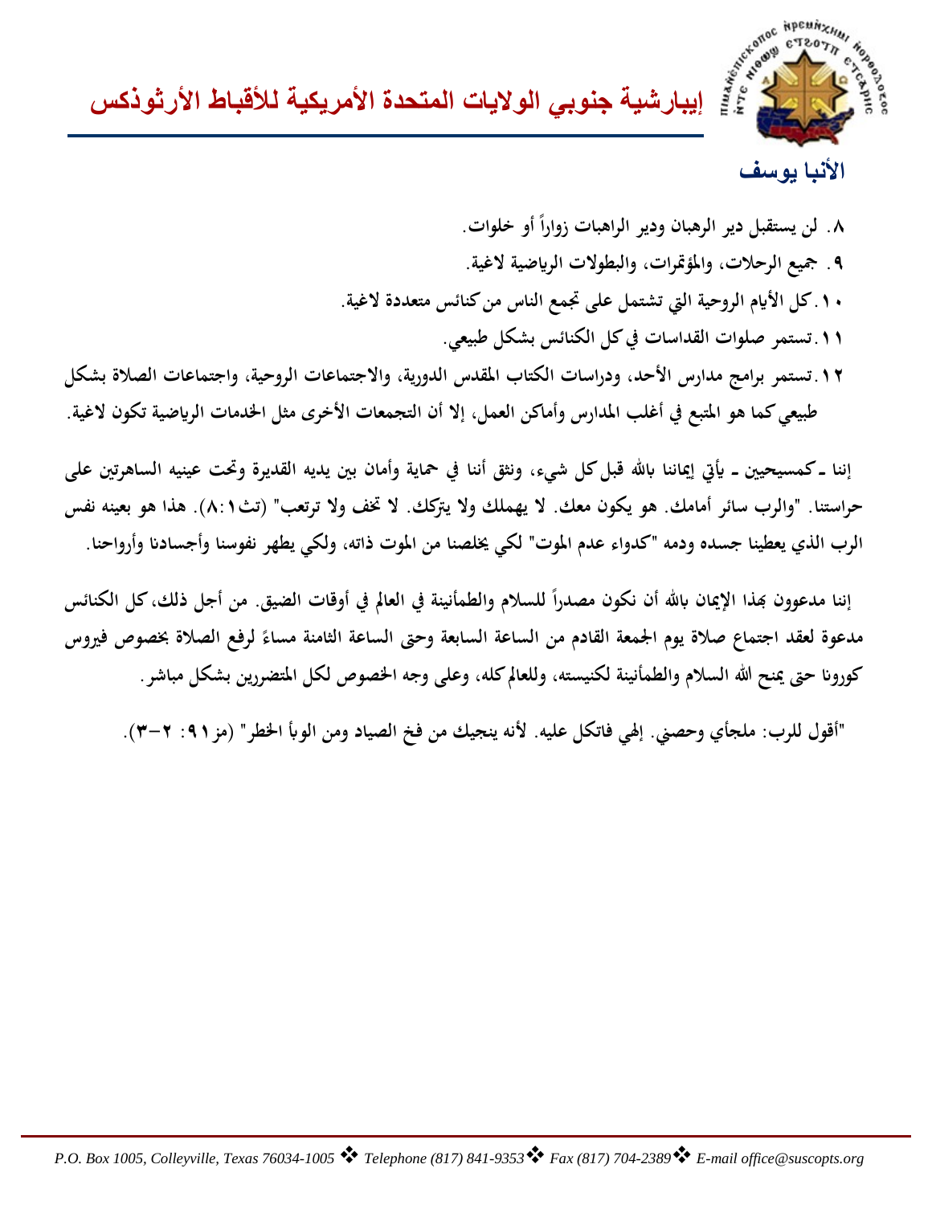الأنبا يوسف

٨. لن يستقبل دير الرهبان ودير الراهبات زواراً أو خلوات.

٩. جميع الرحلات، والمؤتمرات، والبطولات الرياضية لاغية.

١٠. كل الأيام الروحية التي تشتمل على تجمع الناس من كنائس متعددة لاغية.

١١. تستمر صلوات القداسات في كل الكنائس بشكل طبيعي.

١٢. تستمر برامج مدارس الأحد، ودراسات الكتاب المقدس الدورية، والاجتماعات الروحية، واجتماعات الصلاة بشكل طبيعي كما هو المتبع في أغلب المدارس وأماكن العمل، إلا أن التجمعات الأخرى مثل الخدمات الرياضية تكون لاغية.

إننا ـ كمسيحيين ـ يأتي إيماننا بالله قبل كل شيء، ونثق أننا في حماية وأمان بين يديه القديرة وتحت عينيه الساهرتين على حراستنا. "والرب سائر أمامك. هو يكون معك. لا يهملك ولا يتركك. لا تخف ولا ترتعب" (تث١:٨). هذا هو بعينه نفس الرب الذي يعطينا جسده ودمه "كدواء عدم الموت" لكي يخلصنا من الموت ذاته، ولكي يطهر نفوسنا وأجسادنا وأرواحنا.

إننا مدعوون بهذا الإيمان بالله أن نكون مصدراً للسلام والطمأنينة في العالم في أوقات الضيق. من أجل ذلك، كل الكنائس مدعوة لعقد اجتماع صلاة يوم الجمعة القادم من الساعة السابعة وحتى الساعة الثامنة مساءً لرفع الصلاة بخصوص فيروس كورونا حتى يمنح الله السلام والطمأنينة لكنيسته، وللعالم كله، وعلى وجه الخصوص لكل المتضررين بشكل مباشر.

"أقول للرب: ملجأي وحصني. إلهي فاتكل عليه. لأنه ينجيك من فخ الصياد ومن الوبأ الخطر" (مز٩١: ٢–٣).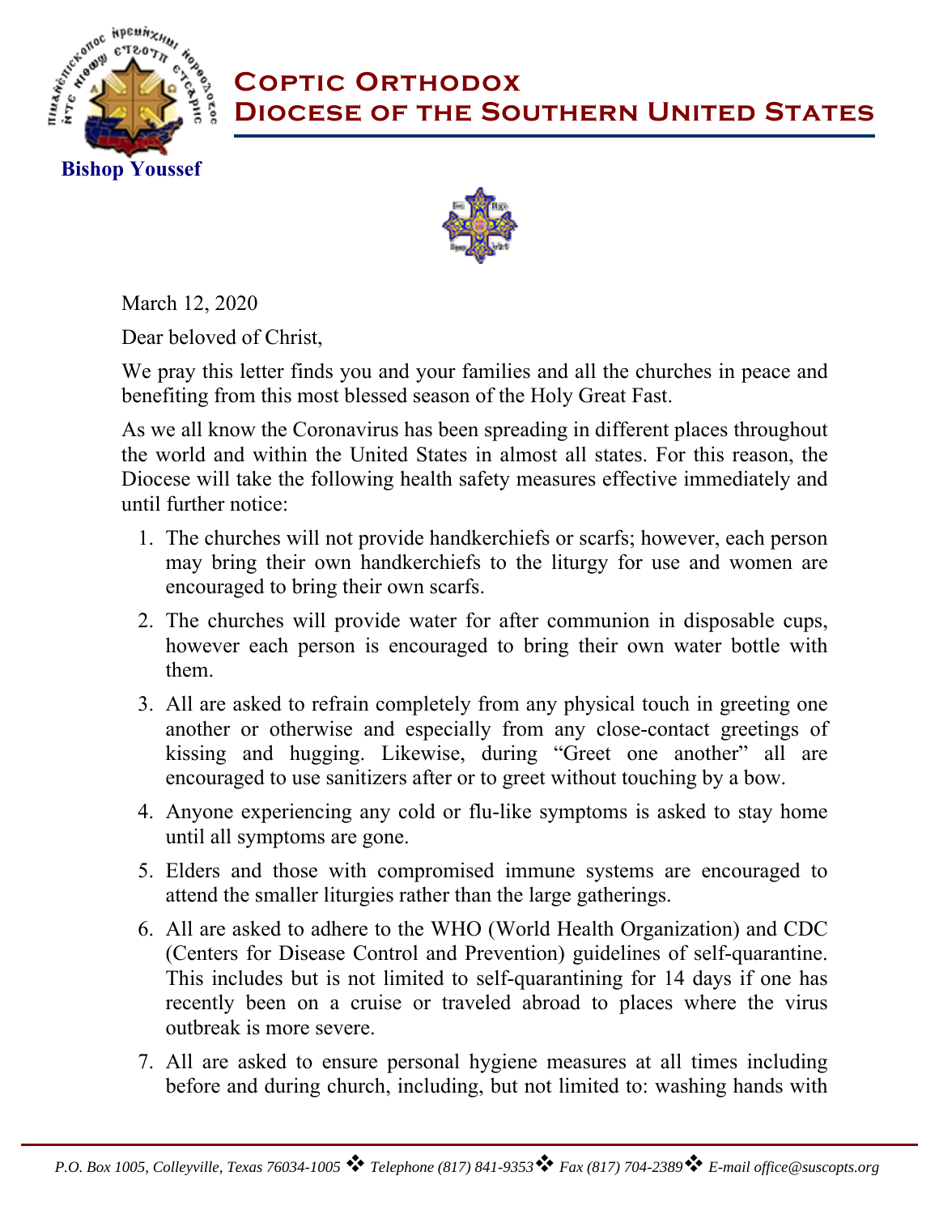# Coptic Orthodox Diocese of the Southern United States

**Bishop Youssef**

March 12, 2020

Dear beloved of Christ,

We pray this letter finds you and your families and all the churches in peace and benefiting from this most blessed season of the Holy Great Fast.

As we all know the Coronavirus has been spreading in different places throughout the world and within the United States in almost all states. For this reason, the Diocese will take the following health safety measures effective immediately and until further notice:

1. The churches will not provide handkerchiefs or scarfs; however, each person may bring their own handkerchiefs to the liturgy for use and women are encouraged to bring their own scarfs.
2. The churches will provide water for after communion in disposable cups, however each person is encouraged to bring their own water bottle with them.
3. All are asked to refrain completely from any physical touch in greeting one another or otherwise and especially from any close-contact greetings of kissing and hugging. Likewise, during "Greet one another" all are encouraged to use sanitizers after or to greet without touching by a bow.
4. Anyone experiencing any cold or flu-like symptoms is asked to stay home until all symptoms are gone.
5. Elders and those with compromised immune systems are encouraged to attend the smaller liturgies rather than the large gatherings.
6. All are asked to adhere to the WHO (World Health Organization) and CDC (Centers for Disease Control and Prevention) guidelines of self-quarantine. This includes but is not limited to self-quarantining for 14 days if one has recently been on a cruise or traveled abroad to places where the virus outbreak is more severe.
7. All are asked to ensure personal hygiene measures at all times including before and during church, including, but not limited to: washing hands with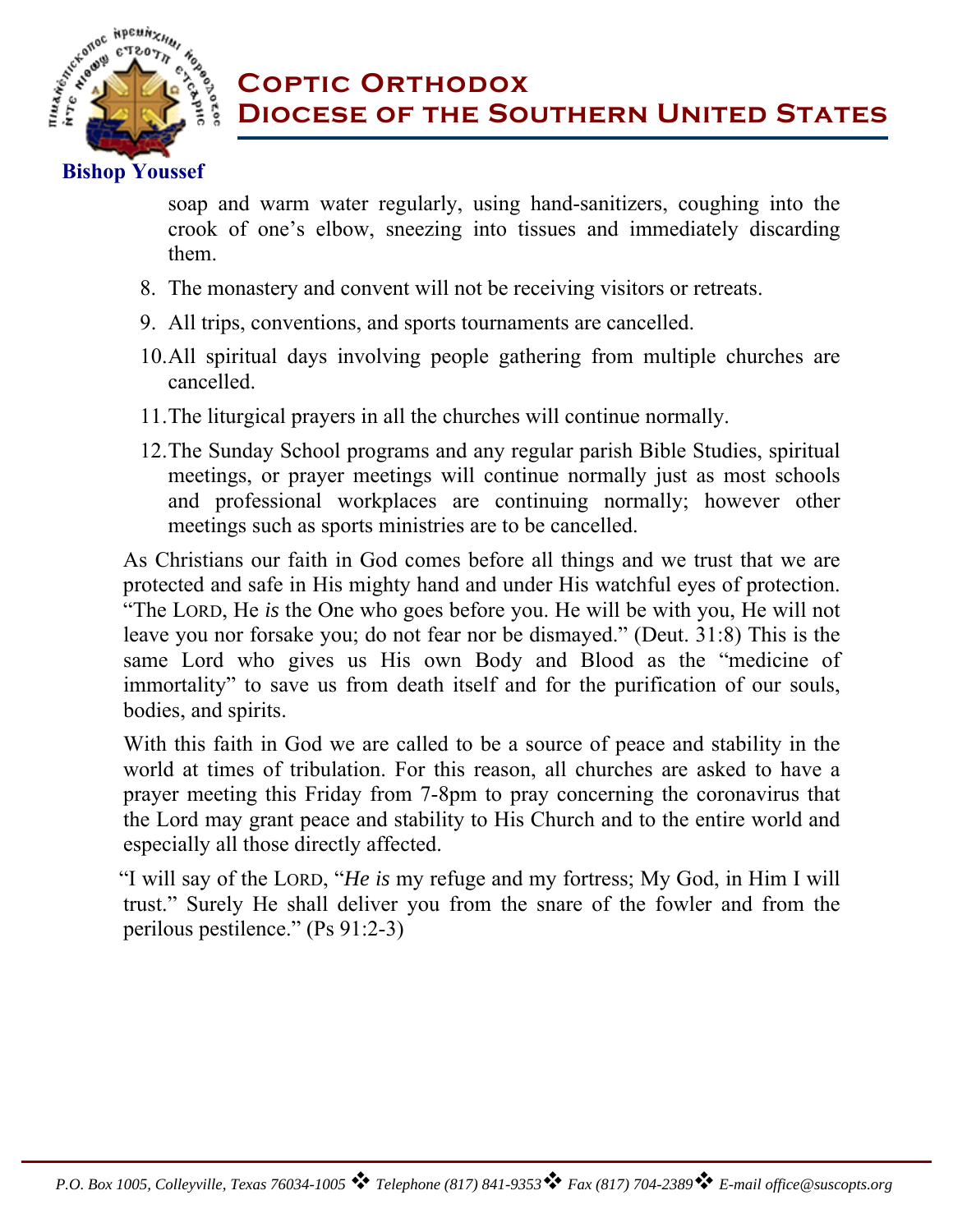soap and warm water regularly, using hand-sanitizers, coughing into the crook of one's elbow, sneezing into tissues and immediately discarding them.

8. The monastery and convent will not be receiving visitors or retreats.
9. All trips, conventions, and sports tournaments are cancelled.
10. All spiritual days involving people gathering from multiple churches are cancelled.
11. The liturgical prayers in all the churches will continue normally.
12. The Sunday School programs and any regular parish Bible Studies, spiritual meetings, or prayer meetings will continue normally just as most schools and professional workplaces are continuing normally; however other meetings such as sports ministries are to be cancelled.

As Christians our faith in God comes before all things and we trust that we are protected and safe in His mighty hand and under His watchful eyes of protection. "The LORD, He *is* the One who goes before you. He will be with you, He will not leave you nor forsake you; do not fear nor be dismayed." (Deut. 31:8) This is the same Lord who gives us His own Body and Blood as the "medicine of immortality" to save us from death itself and for the purification of our souls, bodies, and spirits.

With this faith in God we are called to be a source of peace and stability in the world at times of tribulation. For this reason, all churches are asked to have a prayer meeting this Friday from 7-8pm to pray concerning the coronavirus that the Lord may grant peace and stability to His Church and to the entire world and especially all those directly affected.

"I will say of the LORD, "*He is* my refuge and my fortress; My God, in Him I will trust." Surely He shall deliver you from the snare of the fowler and from the perilous pestilence." (Ps 91:2-3)